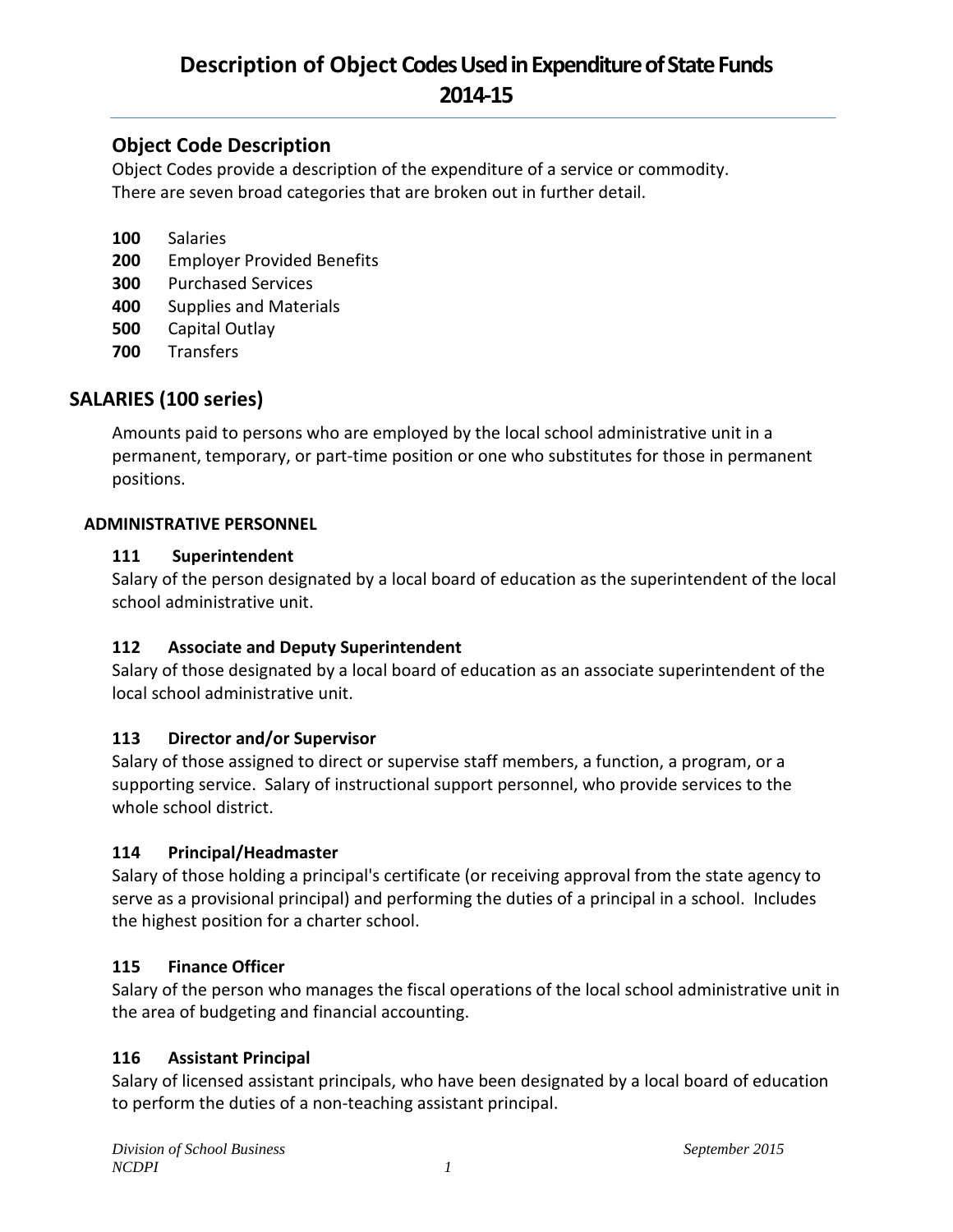# Description of Object Codes Used in Expenditure of State Funds 2014-15

## Object Code Description

Object Codes provide a description of the expenditure of a service or commodity. There are seven broad categories that are broken out in further detail.

**100** Salaries
**200** Employer Provided Benefits
**300** Purchased Services
**400** Supplies and Materials
**500** Capital Outlay
**700** Transfers

## SALARIES (100 series)

Amounts paid to persons who are employed by the local school administrative unit in a permanent, temporary, or part-time position or one who substitutes for those in permanent positions.

### ADMINISTRATIVE PERSONNEL

#### 111 Superintendent

Salary of the person designated by a local board of education as the superintendent of the local school administrative unit.

#### 112 Associate and Deputy Superintendent

Salary of those designated by a local board of education as an associate superintendent of the local school administrative unit.

#### 113 Director and/or Supervisor

Salary of those assigned to direct or supervise staff members, a function, a program, or a supporting service. Salary of instructional support personnel, who provide services to the whole school district.

#### 114 Principal/Headmaster

Salary of those holding a principal's certificate (or receiving approval from the state agency to serve as a provisional principal) and performing the duties of a principal in a school. Includes the highest position for a charter school.

#### 115 Finance Officer

Salary of the person who manages the fiscal operations of the local school administrative unit in the area of budgeting and financial accounting.

#### 116 Assistant Principal

Salary of licensed assistant principals, who have been designated by a local board of education to perform the duties of a non-teaching assistant principal.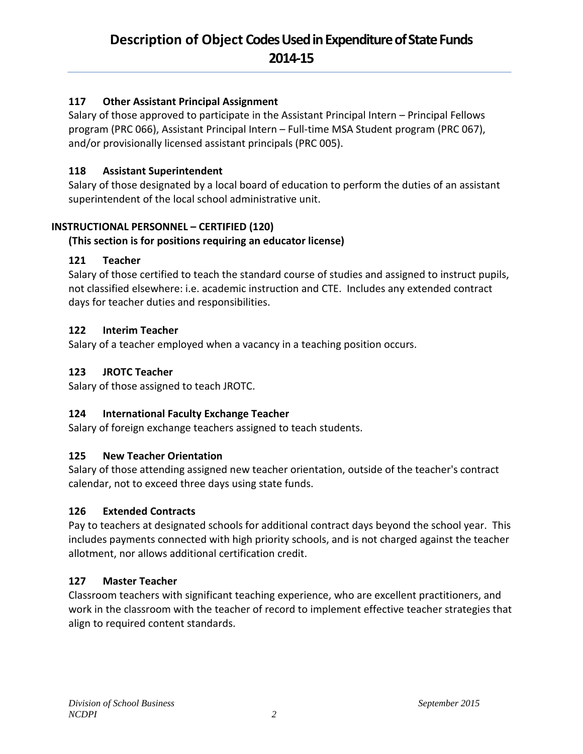### 117 Other Assistant Principal Assignment

Salary of those approved to participate in the Assistant Principal Intern – Principal Fellows program (PRC 066), Assistant Principal Intern – Full-time MSA Student program (PRC 067), and/or provisionally licensed assistant principals (PRC 005).

### 118 Assistant Superintendent

Salary of those designated by a local board of education to perform the duties of an assistant superintendent of the local school administrative unit.

## INSTRUCTIONAL PERSONNEL – CERTIFIED (120)

**(This section is for positions requiring an educator license)**

### 121 Teacher

Salary of those certified to teach the standard course of studies and assigned to instruct pupils, not classified elsewhere: i.e. academic instruction and CTE. Includes any extended contract days for teacher duties and responsibilities.

### 122 Interim Teacher

Salary of a teacher employed when a vacancy in a teaching position occurs.

### 123 JROTC Teacher

Salary of those assigned to teach JROTC.

### 124 International Faculty Exchange Teacher

Salary of foreign exchange teachers assigned to teach students.

### 125 New Teacher Orientation

Salary of those attending assigned new teacher orientation, outside of the teacher's contract calendar, not to exceed three days using state funds.

### 126 Extended Contracts

Pay to teachers at designated schools for additional contract days beyond the school year. This includes payments connected with high priority schools, and is not charged against the teacher allotment, nor allows additional certification credit.

### 127 Master Teacher

Classroom teachers with significant teaching experience, who are excellent practitioners, and work in the classroom with the teacher of record to implement effective teacher strategies that align to required content standards.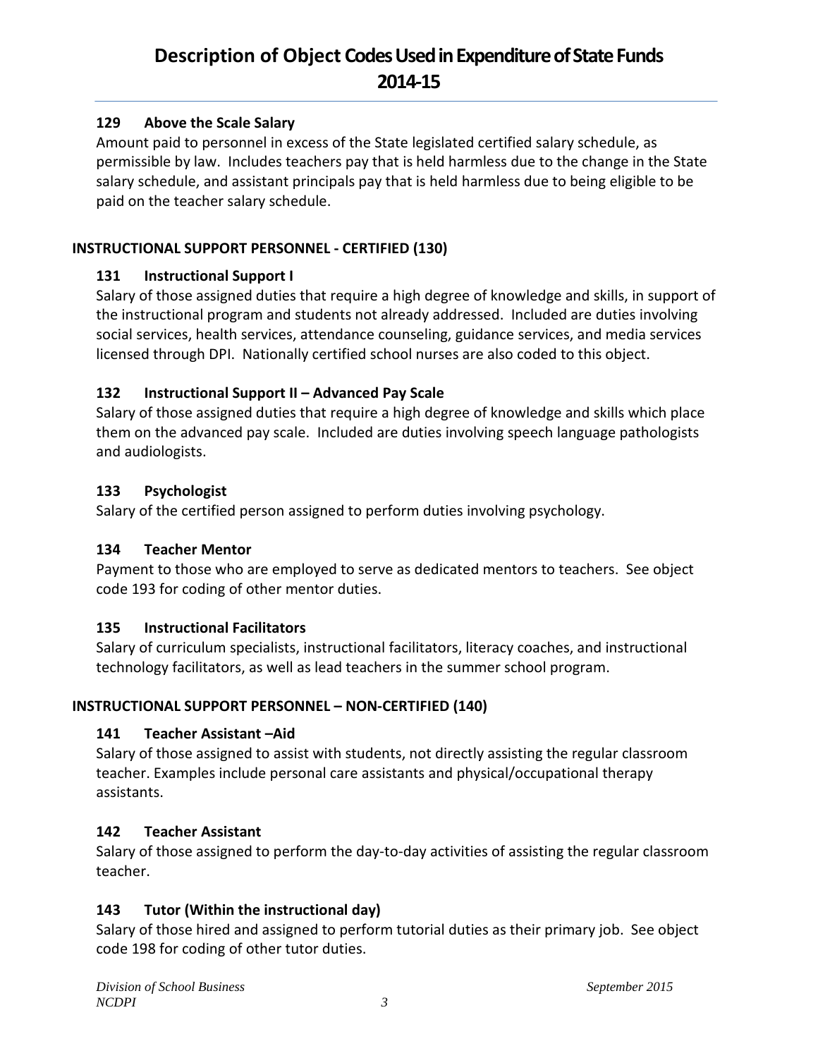### 129 Above the Scale Salary

Amount paid to personnel in excess of the State legislated certified salary schedule, as permissible by law. Includes teachers pay that is held harmless due to the change in the State salary schedule, and assistant principals pay that is held harmless due to being eligible to be paid on the teacher salary schedule.

## INSTRUCTIONAL SUPPORT PERSONNEL - CERTIFIED (130)

### 131 Instructional Support I

Salary of those assigned duties that require a high degree of knowledge and skills, in support of the instructional program and students not already addressed. Included are duties involving social services, health services, attendance counseling, guidance services, and media services licensed through DPI. Nationally certified school nurses are also coded to this object.

### 132 Instructional Support II – Advanced Pay Scale

Salary of those assigned duties that require a high degree of knowledge and skills which place them on the advanced pay scale. Included are duties involving speech language pathologists and audiologists.

### 133 Psychologist

Salary of the certified person assigned to perform duties involving psychology.

### 134 Teacher Mentor

Payment to those who are employed to serve as dedicated mentors to teachers. See object code 193 for coding of other mentor duties.

### 135 Instructional Facilitators

Salary of curriculum specialists, instructional facilitators, literacy coaches, and instructional technology facilitators, as well as lead teachers in the summer school program.

## INSTRUCTIONAL SUPPORT PERSONNEL – NON-CERTIFIED (140)

### 141 Teacher Assistant –Aid

Salary of those assigned to assist with students, not directly assisting the regular classroom teacher. Examples include personal care assistants and physical/occupational therapy assistants.

### 142 Teacher Assistant

Salary of those assigned to perform the day-to-day activities of assisting the regular classroom teacher.

### 143 Tutor (Within the instructional day)

Salary of those hired and assigned to perform tutorial duties as their primary job. See object code 198 for coding of other tutor duties.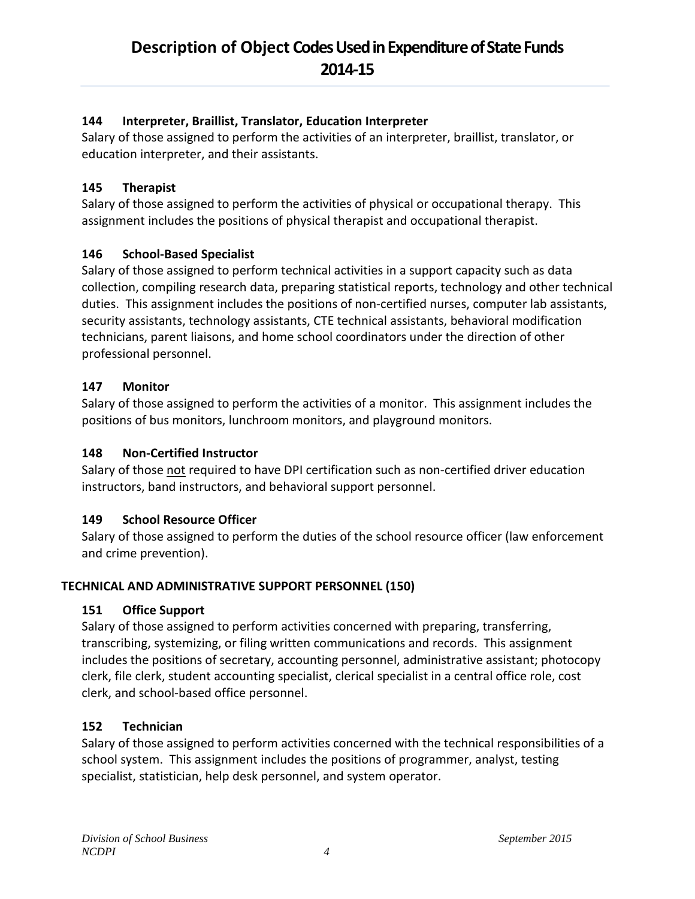### 144 Interpreter, Braillist, Translator, Education Interpreter

Salary of those assigned to perform the activities of an interpreter, braillist, translator, or education interpreter, and their assistants.

### 145 Therapist

Salary of those assigned to perform the activities of physical or occupational therapy. This assignment includes the positions of physical therapist and occupational therapist.

### 146 School-Based Specialist

Salary of those assigned to perform technical activities in a support capacity such as data collection, compiling research data, preparing statistical reports, technology and other technical duties. This assignment includes the positions of non-certified nurses, computer lab assistants, security assistants, technology assistants, CTE technical assistants, behavioral modification technicians, parent liaisons, and home school coordinators under the direction of other professional personnel.

### 147 Monitor

Salary of those assigned to perform the activities of a monitor. This assignment includes the positions of bus monitors, lunchroom monitors, and playground monitors.

### 148 Non-Certified Instructor

Salary of those not required to have DPI certification such as non-certified driver education instructors, band instructors, and behavioral support personnel.

### 149 School Resource Officer

Salary of those assigned to perform the duties of the school resource officer (law enforcement and crime prevention).

## TECHNICAL AND ADMINISTRATIVE SUPPORT PERSONNEL (150)

### 151 Office Support

Salary of those assigned to perform activities concerned with preparing, transferring, transcribing, systemizing, or filing written communications and records. This assignment includes the positions of secretary, accounting personnel, administrative assistant; photocopy clerk, file clerk, student accounting specialist, clerical specialist in a central office role, cost clerk, and school-based office personnel.

### 152 Technician

Salary of those assigned to perform activities concerned with the technical responsibilities of a school system. This assignment includes the positions of programmer, analyst, testing specialist, statistician, help desk personnel, and system operator.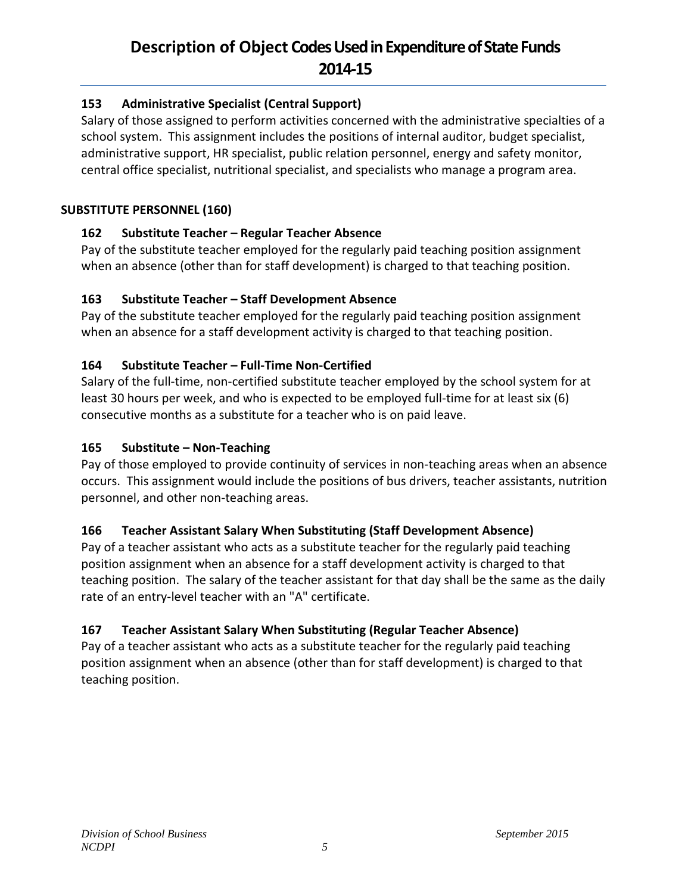### 153 Administrative Specialist (Central Support)

Salary of those assigned to perform activities concerned with the administrative specialties of a school system. This assignment includes the positions of internal auditor, budget specialist, administrative support, HR specialist, public relation personnel, energy and safety monitor, central office specialist, nutritional specialist, and specialists who manage a program area.

## SUBSTITUTE PERSONNEL (160)

### 162 Substitute Teacher – Regular Teacher Absence

Pay of the substitute teacher employed for the regularly paid teaching position assignment when an absence (other than for staff development) is charged to that teaching position.

### 163 Substitute Teacher – Staff Development Absence

Pay of the substitute teacher employed for the regularly paid teaching position assignment when an absence for a staff development activity is charged to that teaching position.

### 164 Substitute Teacher – Full-Time Non-Certified

Salary of the full-time, non-certified substitute teacher employed by the school system for at least 30 hours per week, and who is expected to be employed full-time for at least six (6) consecutive months as a substitute for a teacher who is on paid leave.

### 165 Substitute – Non-Teaching

Pay of those employed to provide continuity of services in non-teaching areas when an absence occurs. This assignment would include the positions of bus drivers, teacher assistants, nutrition personnel, and other non-teaching areas.

### 166 Teacher Assistant Salary When Substituting (Staff Development Absence)

Pay of a teacher assistant who acts as a substitute teacher for the regularly paid teaching position assignment when an absence for a staff development activity is charged to that teaching position. The salary of the teacher assistant for that day shall be the same as the daily rate of an entry-level teacher with an "A" certificate.

### 167 Teacher Assistant Salary When Substituting (Regular Teacher Absence)

Pay of a teacher assistant who acts as a substitute teacher for the regularly paid teaching position assignment when an absence (other than for staff development) is charged to that teaching position.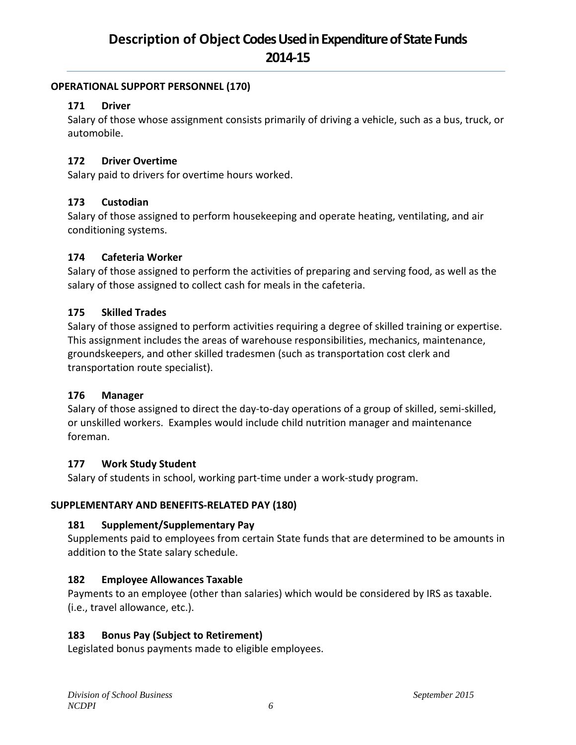## OPERATIONAL SUPPORT PERSONNEL (170)

### 171 Driver
Salary of those whose assignment consists primarily of driving a vehicle, such as a bus, truck, or automobile.

### 172 Driver Overtime
Salary paid to drivers for overtime hours worked.

### 173 Custodian
Salary of those assigned to perform housekeeping and operate heating, ventilating, and air conditioning systems.

### 174 Cafeteria Worker
Salary of those assigned to perform the activities of preparing and serving food, as well as the salary of those assigned to collect cash for meals in the cafeteria.

### 175 Skilled Trades
Salary of those assigned to perform activities requiring a degree of skilled training or expertise. This assignment includes the areas of warehouse responsibilities, mechanics, maintenance, groundskeepers, and other skilled tradesmen (such as transportation cost clerk and transportation route specialist).

### 176 Manager
Salary of those assigned to direct the day-to-day operations of a group of skilled, semi-skilled, or unskilled workers. Examples would include child nutrition manager and maintenance foreman.

### 177 Work Study Student
Salary of students in school, working part-time under a work-study program.

## SUPPLEMENTARY AND BENEFITS-RELATED PAY (180)

### 181 Supplement/Supplementary Pay
Supplements paid to employees from certain State funds that are determined to be amounts in addition to the State salary schedule.

### 182 Employee Allowances Taxable
Payments to an employee (other than salaries) which would be considered by IRS as taxable. (i.e., travel allowance, etc.).

### 183 Bonus Pay (Subject to Retirement)
Legislated bonus payments made to eligible employees.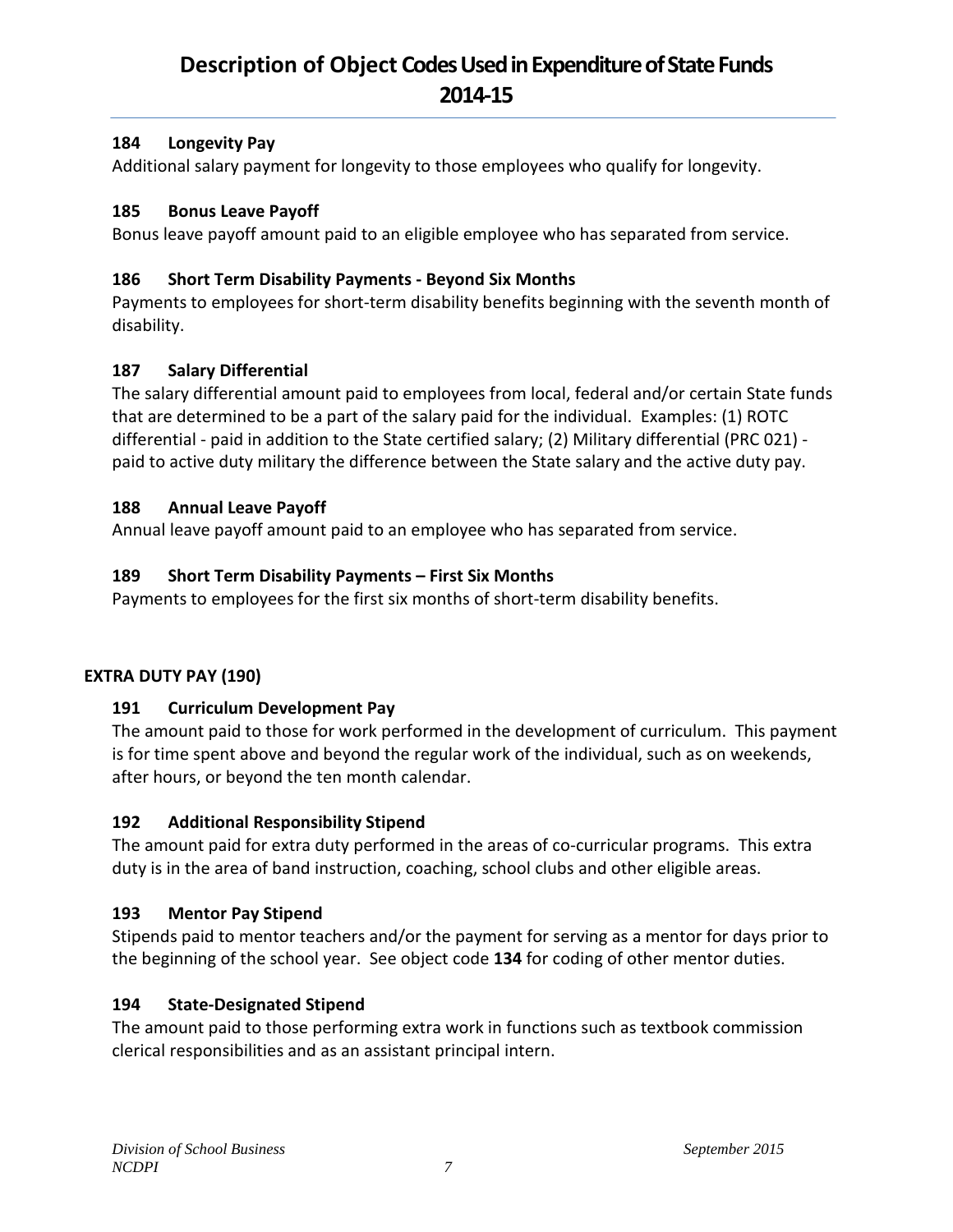# Description of Object Codes Used in Expenditure of State Funds 2014-15

### 184 Longevity Pay

Additional salary payment for longevity to those employees who qualify for longevity.

### 185 Bonus Leave Payoff

Bonus leave payoff amount paid to an eligible employee who has separated from service.

### 186 Short Term Disability Payments - Beyond Six Months

Payments to employees for short-term disability benefits beginning with the seventh month of disability.

### 187 Salary Differential

The salary differential amount paid to employees from local, federal and/or certain State funds that are determined to be a part of the salary paid for the individual. Examples: (1) ROTC differential - paid in addition to the State certified salary; (2) Military differential (PRC 021) - paid to active duty military the difference between the State salary and the active duty pay.

### 188 Annual Leave Payoff

Annual leave payoff amount paid to an employee who has separated from service.

### 189 Short Term Disability Payments – First Six Months

Payments to employees for the first six months of short-term disability benefits.

## EXTRA DUTY PAY (190)

### 191 Curriculum Development Pay

The amount paid to those for work performed in the development of curriculum. This payment is for time spent above and beyond the regular work of the individual, such as on weekends, after hours, or beyond the ten month calendar.

### 192 Additional Responsibility Stipend

The amount paid for extra duty performed in the areas of co-curricular programs. This extra duty is in the area of band instruction, coaching, school clubs and other eligible areas.

### 193 Mentor Pay Stipend

Stipends paid to mentor teachers and/or the payment for serving as a mentor for days prior to the beginning of the school year. See object code **134** for coding of other mentor duties.

### 194 State-Designated Stipend

The amount paid to those performing extra work in functions such as textbook commission clerical responsibilities and as an assistant principal intern.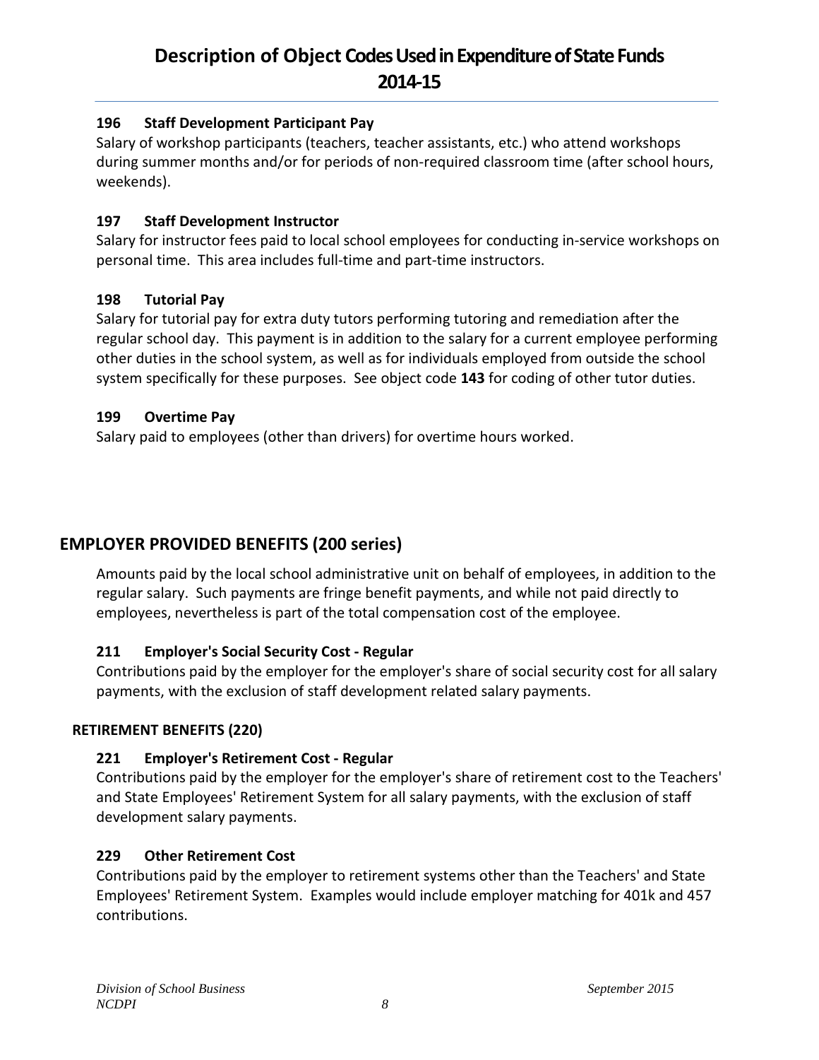#### 196 Staff Development Participant Pay

Salary of workshop participants (teachers, teacher assistants, etc.) who attend workshops during summer months and/or for periods of non-required classroom time (after school hours, weekends).

#### 197 Staff Development Instructor

Salary for instructor fees paid to local school employees for conducting in-service workshops on personal time. This area includes full-time and part-time instructors.

#### 198 Tutorial Pay

Salary for tutorial pay for extra duty tutors performing tutoring and remediation after the regular school day. This payment is in addition to the salary for a current employee performing other duties in the school system, as well as for individuals employed from outside the school system specifically for these purposes. See object code **143** for coding of other tutor duties.

#### 199 Overtime Pay

Salary paid to employees (other than drivers) for overtime hours worked.

## EMPLOYER PROVIDED BENEFITS (200 series)

Amounts paid by the local school administrative unit on behalf of employees, in addition to the regular salary. Such payments are fringe benefit payments, and while not paid directly to employees, nevertheless is part of the total compensation cost of the employee.

#### 211 Employer's Social Security Cost - Regular

Contributions paid by the employer for the employer's share of social security cost for all salary payments, with the exclusion of staff development related salary payments.

### RETIREMENT BENEFITS (220)

#### 221 Employer's Retirement Cost - Regular

Contributions paid by the employer for the employer's share of retirement cost to the Teachers' and State Employees' Retirement System for all salary payments, with the exclusion of staff development salary payments.

#### 229 Other Retirement Cost

Contributions paid by the employer to retirement systems other than the Teachers' and State Employees' Retirement System. Examples would include employer matching for 401k and 457 contributions.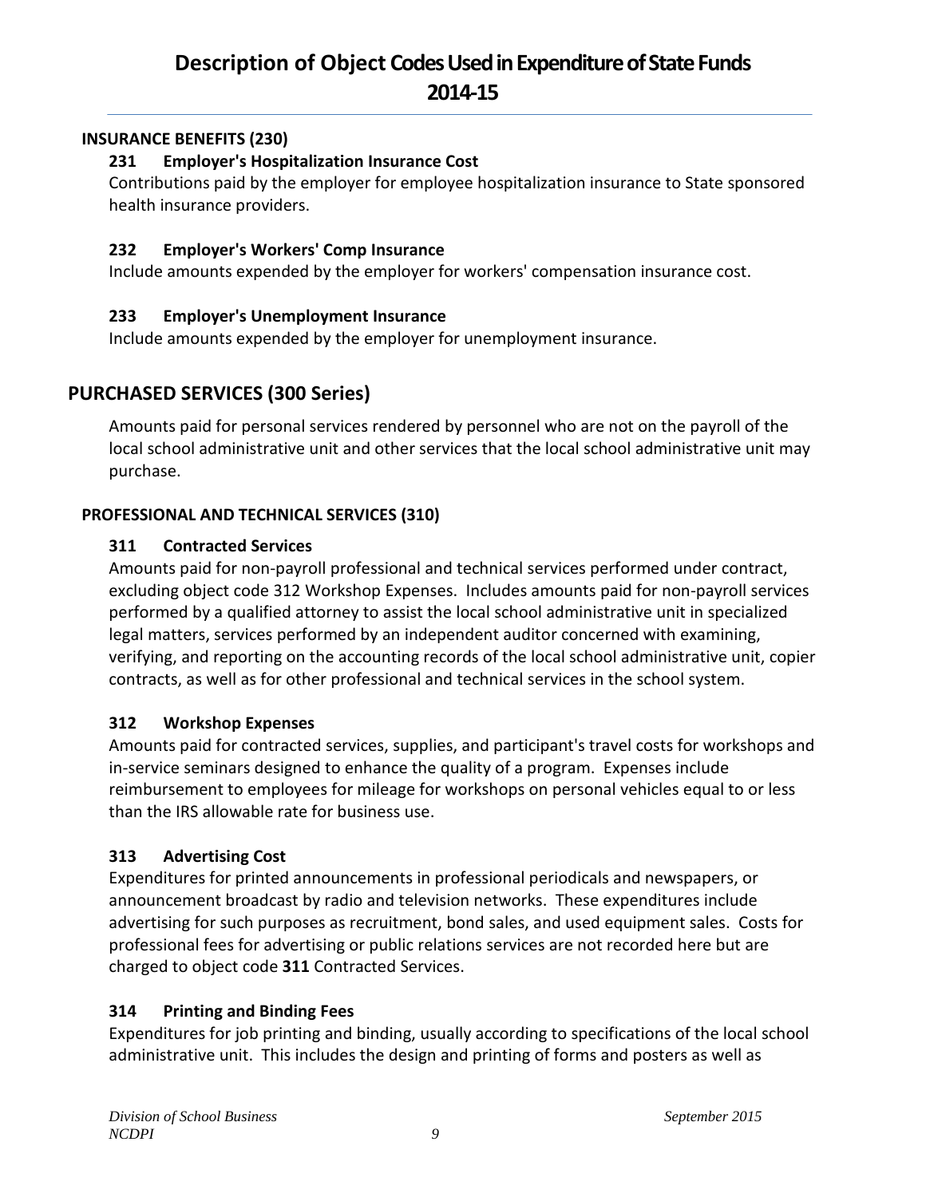#### INSURANCE BENEFITS (230)

**231 Employer's Hospitalization Insurance Cost**

Contributions paid by the employer for employee hospitalization insurance to State sponsored health insurance providers.

**232 Employer's Workers' Comp Insurance**

Include amounts expended by the employer for workers' compensation insurance cost.

**233 Employer's Unemployment Insurance**

Include amounts expended by the employer for unemployment insurance.

## PURCHASED SERVICES (300 Series)

Amounts paid for personal services rendered by personnel who are not on the payroll of the local school administrative unit and other services that the local school administrative unit may purchase.

#### PROFESSIONAL AND TECHNICAL SERVICES (310)

**311 Contracted Services**

Amounts paid for non-payroll professional and technical services performed under contract, excluding object code 312 Workshop Expenses. Includes amounts paid for non-payroll services performed by a qualified attorney to assist the local school administrative unit in specialized legal matters, services performed by an independent auditor concerned with examining, verifying, and reporting on the accounting records of the local school administrative unit, copier contracts, as well as for other professional and technical services in the school system.

**312 Workshop Expenses**

Amounts paid for contracted services, supplies, and participant's travel costs for workshops and in-service seminars designed to enhance the quality of a program. Expenses include reimbursement to employees for mileage for workshops on personal vehicles equal to or less than the IRS allowable rate for business use.

**313 Advertising Cost**

Expenditures for printed announcements in professional periodicals and newspapers, or announcement broadcast by radio and television networks. These expenditures include advertising for such purposes as recruitment, bond sales, and used equipment sales. Costs for professional fees for advertising or public relations services are not recorded here but are charged to object code **311** Contracted Services.

**314 Printing and Binding Fees**

Expenditures for job printing and binding, usually according to specifications of the local school administrative unit. This includes the design and printing of forms and posters as well as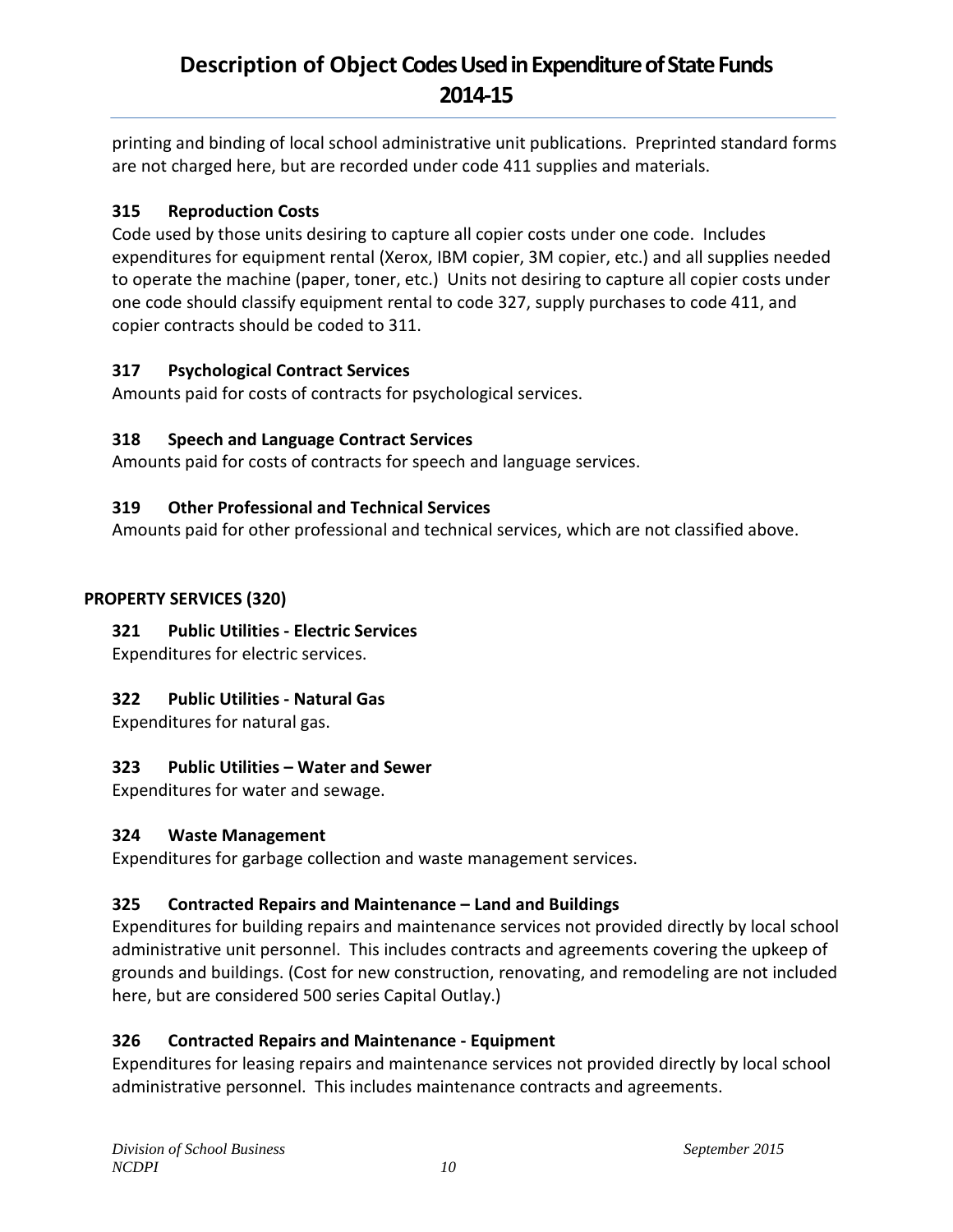printing and binding of local school administrative unit publications. Preprinted standard forms are not charged here, but are recorded under code 411 supplies and materials.

### 315 Reproduction Costs

Code used by those units desiring to capture all copier costs under one code. Includes expenditures for equipment rental (Xerox, IBM copier, 3M copier, etc.) and all supplies needed to operate the machine (paper, toner, etc.) Units not desiring to capture all copier costs under one code should classify equipment rental to code 327, supply purchases to code 411, and copier contracts should be coded to 311.

### 317 Psychological Contract Services

Amounts paid for costs of contracts for psychological services.

### 318 Speech and Language Contract Services

Amounts paid for costs of contracts for speech and language services.

### 319 Other Professional and Technical Services

Amounts paid for other professional and technical services, which are not classified above.

## PROPERTY SERVICES (320)

### 321 Public Utilities - Electric Services

Expenditures for electric services.

### 322 Public Utilities - Natural Gas

Expenditures for natural gas.

### 323 Public Utilities – Water and Sewer

Expenditures for water and sewage.

### 324 Waste Management

Expenditures for garbage collection and waste management services.

### 325 Contracted Repairs and Maintenance – Land and Buildings

Expenditures for building repairs and maintenance services not provided directly by local school administrative unit personnel. This includes contracts and agreements covering the upkeep of grounds and buildings. (Cost for new construction, renovating, and remodeling are not included here, but are considered 500 series Capital Outlay.)

### 326 Contracted Repairs and Maintenance - Equipment

Expenditures for leasing repairs and maintenance services not provided directly by local school administrative personnel. This includes maintenance contracts and agreements.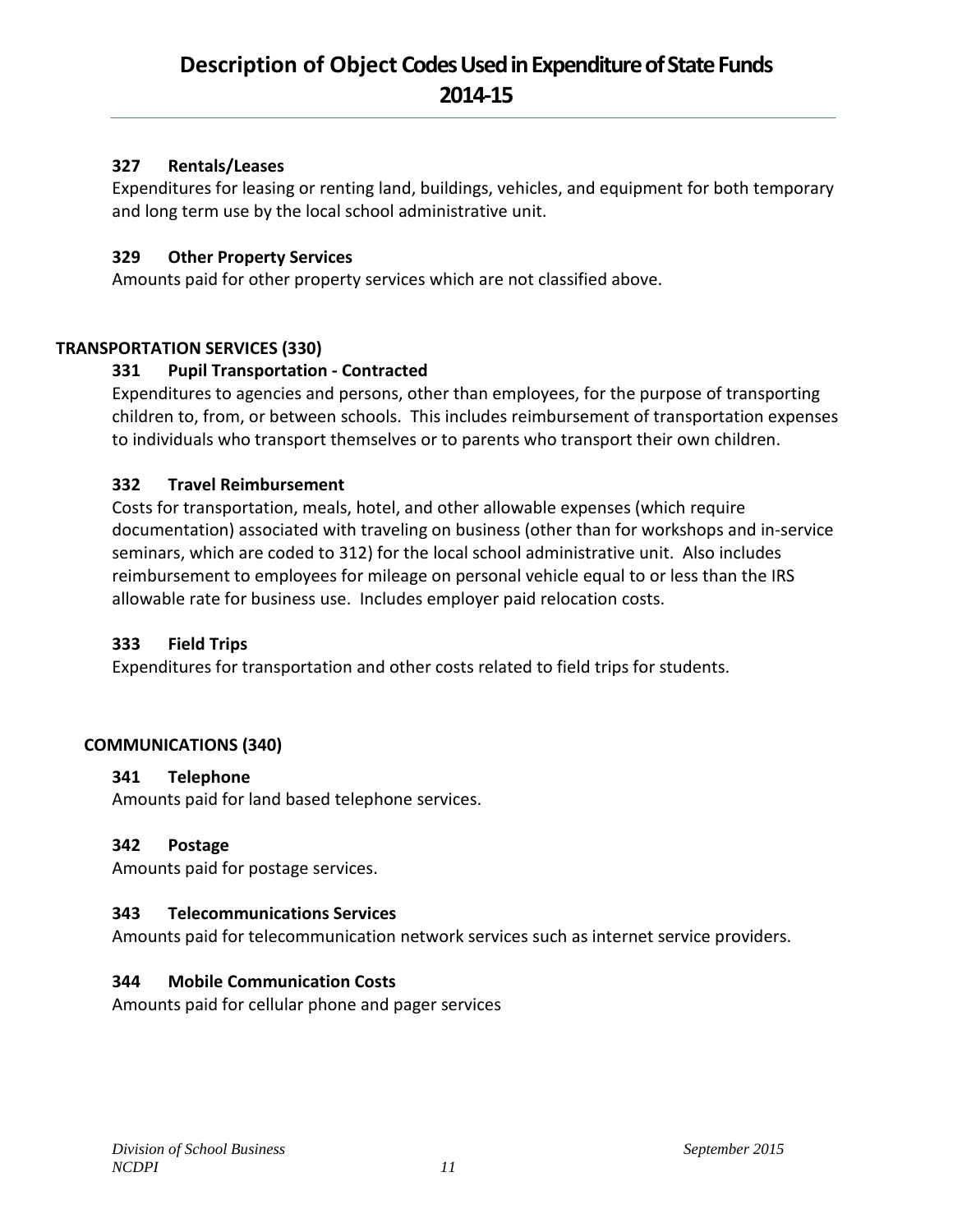# Description of Object Codes Used in Expenditure of State Funds 2014-15

### 327 Rentals/Leases

Expenditures for leasing or renting land, buildings, vehicles, and equipment for both temporary and long term use by the local school administrative unit.

### 329 Other Property Services

Amounts paid for other property services which are not classified above.

## TRANSPORTATION SERVICES (330)

### 331 Pupil Transportation - Contracted

Expenditures to agencies and persons, other than employees, for the purpose of transporting children to, from, or between schools. This includes reimbursement of transportation expenses to individuals who transport themselves or to parents who transport their own children.

### 332 Travel Reimbursement

Costs for transportation, meals, hotel, and other allowable expenses (which require documentation) associated with traveling on business (other than for workshops and in-service seminars, which are coded to 312) for the local school administrative unit. Also includes reimbursement to employees for mileage on personal vehicle equal to or less than the IRS allowable rate for business use. Includes employer paid relocation costs.

### 333 Field Trips

Expenditures for transportation and other costs related to field trips for students.

## COMMUNICATIONS (340)

### 341 Telephone

Amounts paid for land based telephone services.

### 342 Postage

Amounts paid for postage services.

### 343 Telecommunications Services

Amounts paid for telecommunication network services such as internet service providers.

### 344 Mobile Communication Costs

Amounts paid for cellular phone and pager services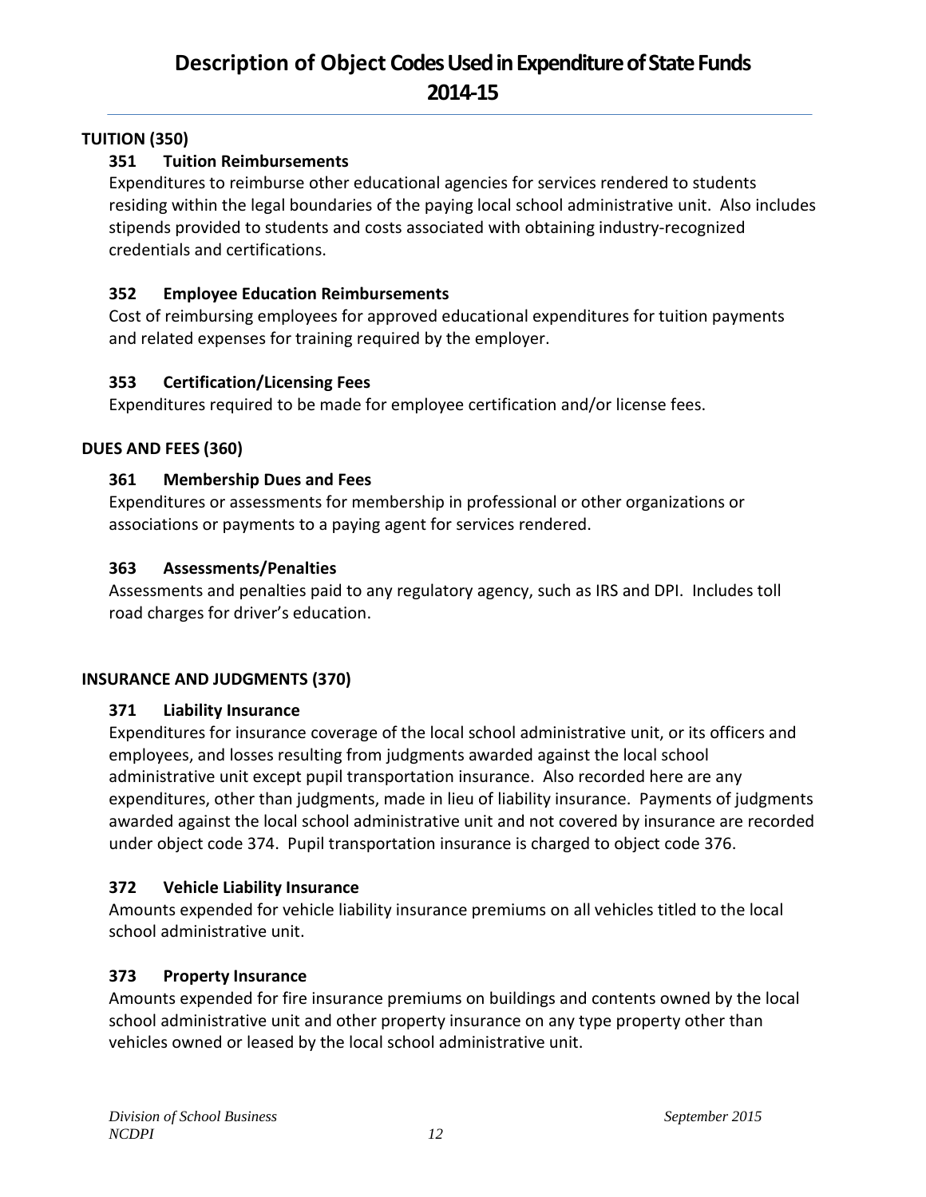# Description of Object Codes Used in Expenditure of State Funds 2014-15

## TUITION (350)

### 351 Tuition Reimbursements

Expenditures to reimburse other educational agencies for services rendered to students residing within the legal boundaries of the paying local school administrative unit. Also includes stipends provided to students and costs associated with obtaining industry-recognized credentials and certifications.

### 352 Employee Education Reimbursements

Cost of reimbursing employees for approved educational expenditures for tuition payments and related expenses for training required by the employer.

### 353 Certification/Licensing Fees

Expenditures required to be made for employee certification and/or license fees.

## DUES AND FEES (360)

### 361 Membership Dues and Fees

Expenditures or assessments for membership in professional or other organizations or associations or payments to a paying agent for services rendered.

### 363 Assessments/Penalties

Assessments and penalties paid to any regulatory agency, such as IRS and DPI. Includes toll road charges for driver's education.

## INSURANCE AND JUDGMENTS (370)

### 371 Liability Insurance

Expenditures for insurance coverage of the local school administrative unit, or its officers and employees, and losses resulting from judgments awarded against the local school administrative unit except pupil transportation insurance. Also recorded here are any expenditures, other than judgments, made in lieu of liability insurance. Payments of judgments awarded against the local school administrative unit and not covered by insurance are recorded under object code 374. Pupil transportation insurance is charged to object code 376.

### 372 Vehicle Liability Insurance

Amounts expended for vehicle liability insurance premiums on all vehicles titled to the local school administrative unit.

### 373 Property Insurance

Amounts expended for fire insurance premiums on buildings and contents owned by the local school administrative unit and other property insurance on any type property other than vehicles owned or leased by the local school administrative unit.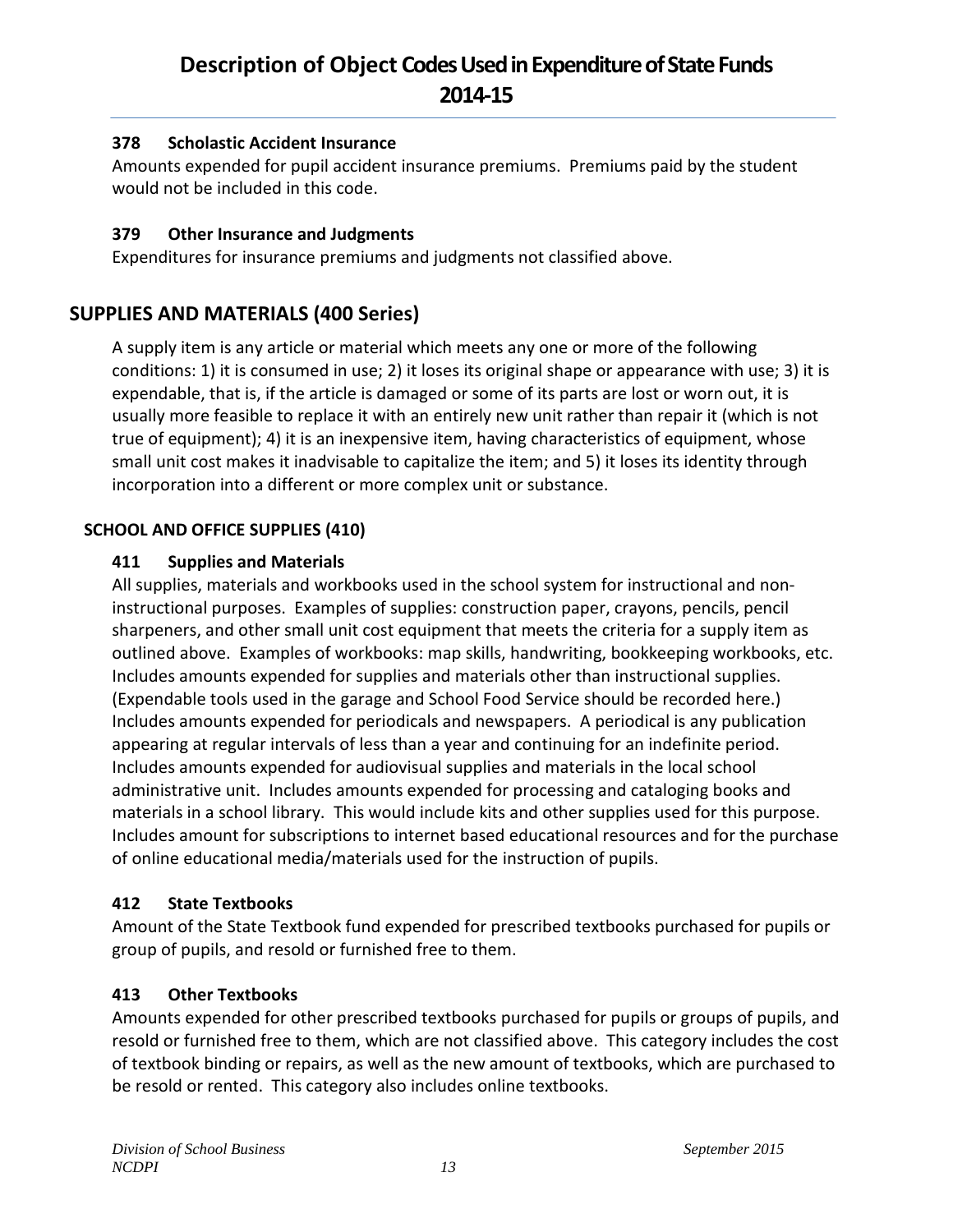### 378 Scholastic Accident Insurance

Amounts expended for pupil accident insurance premiums. Premiums paid by the student would not be included in this code.

### 379 Other Insurance and Judgments

Expenditures for insurance premiums and judgments not classified above.

## SUPPLIES AND MATERIALS (400 Series)

A supply item is any article or material which meets any one or more of the following conditions: 1) it is consumed in use; 2) it loses its original shape or appearance with use; 3) it is expendable, that is, if the article is damaged or some of its parts are lost or worn out, it is usually more feasible to replace it with an entirely new unit rather than repair it (which is not true of equipment); 4) it is an inexpensive item, having characteristics of equipment, whose small unit cost makes it inadvisable to capitalize the item; and 5) it loses its identity through incorporation into a different or more complex unit or substance.

### SCHOOL AND OFFICE SUPPLIES (410)

### 411 Supplies and Materials

All supplies, materials and workbooks used in the school system for instructional and non-instructional purposes. Examples of supplies: construction paper, crayons, pencils, pencil sharpeners, and other small unit cost equipment that meets the criteria for a supply item as outlined above. Examples of workbooks: map skills, handwriting, bookkeeping workbooks, etc. Includes amounts expended for supplies and materials other than instructional supplies. (Expendable tools used in the garage and School Food Service should be recorded here.) Includes amounts expended for periodicals and newspapers. A periodical is any publication appearing at regular intervals of less than a year and continuing for an indefinite period. Includes amounts expended for audiovisual supplies and materials in the local school administrative unit. Includes amounts expended for processing and cataloging books and materials in a school library. This would include kits and other supplies used for this purpose. Includes amount for subscriptions to internet based educational resources and for the purchase of online educational media/materials used for the instruction of pupils.

### 412 State Textbooks

Amount of the State Textbook fund expended for prescribed textbooks purchased for pupils or group of pupils, and resold or furnished free to them.

### 413 Other Textbooks

Amounts expended for other prescribed textbooks purchased for pupils or groups of pupils, and resold or furnished free to them, which are not classified above. This category includes the cost of textbook binding or repairs, as well as the new amount of textbooks, which are purchased to be resold or rented. This category also includes online textbooks.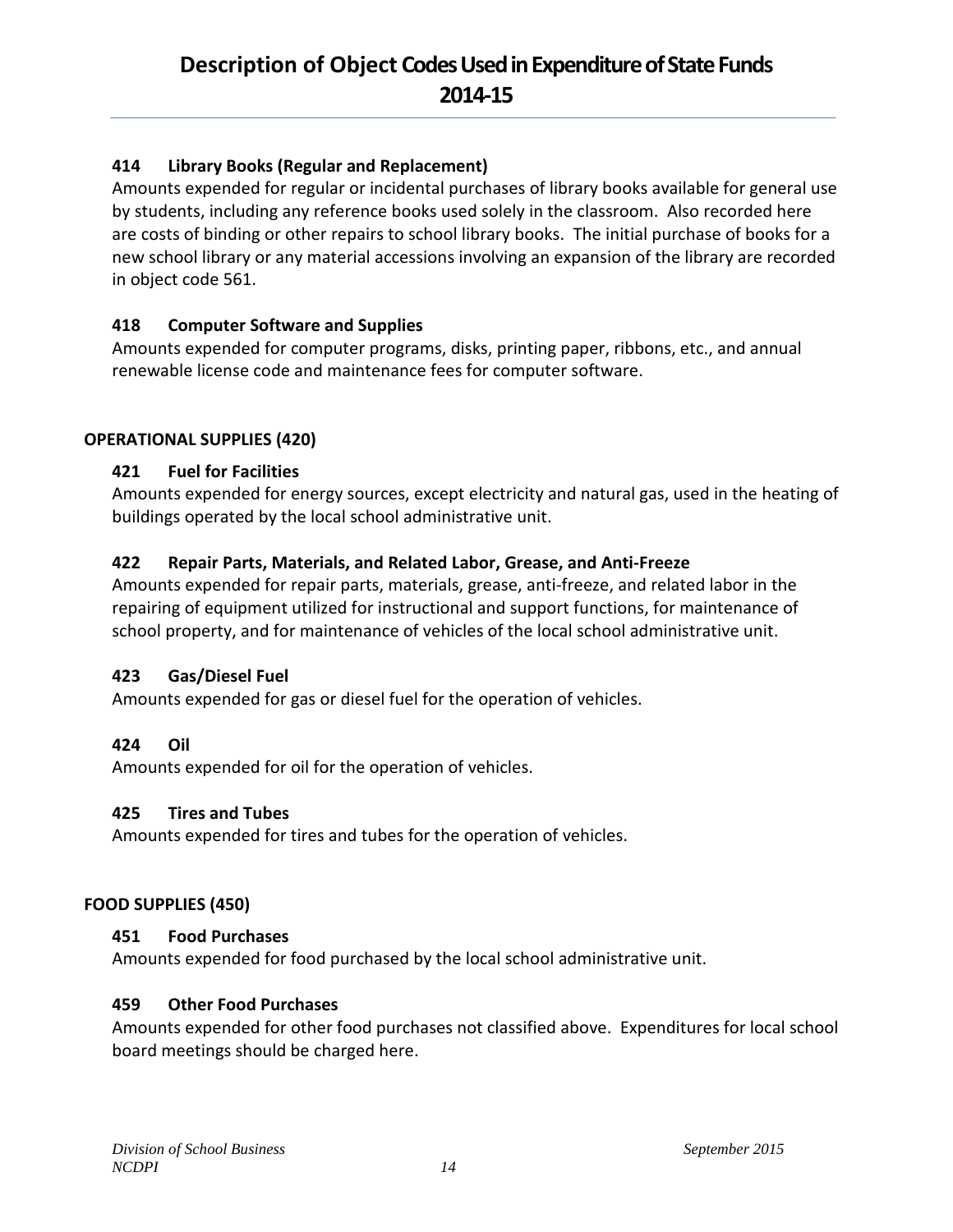### 414 Library Books (Regular and Replacement)

Amounts expended for regular or incidental purchases of library books available for general use by students, including any reference books used solely in the classroom. Also recorded here are costs of binding or other repairs to school library books. The initial purchase of books for a new school library or any material accessions involving an expansion of the library are recorded in object code 561.

### 418 Computer Software and Supplies

Amounts expended for computer programs, disks, printing paper, ribbons, etc., and annual renewable license code and maintenance fees for computer software.

## OPERATIONAL SUPPLIES (420)

### 421 Fuel for Facilities

Amounts expended for energy sources, except electricity and natural gas, used in the heating of buildings operated by the local school administrative unit.

### 422 Repair Parts, Materials, and Related Labor, Grease, and Anti-Freeze

Amounts expended for repair parts, materials, grease, anti-freeze, and related labor in the repairing of equipment utilized for instructional and support functions, for maintenance of school property, and for maintenance of vehicles of the local school administrative unit.

### 423 Gas/Diesel Fuel

Amounts expended for gas or diesel fuel for the operation of vehicles.

### 424 Oil

Amounts expended for oil for the operation of vehicles.

### 425 Tires and Tubes

Amounts expended for tires and tubes for the operation of vehicles.

## FOOD SUPPLIES (450)

### 451 Food Purchases

Amounts expended for food purchased by the local school administrative unit.

### 459 Other Food Purchases

Amounts expended for other food purchases not classified above. Expenditures for local school board meetings should be charged here.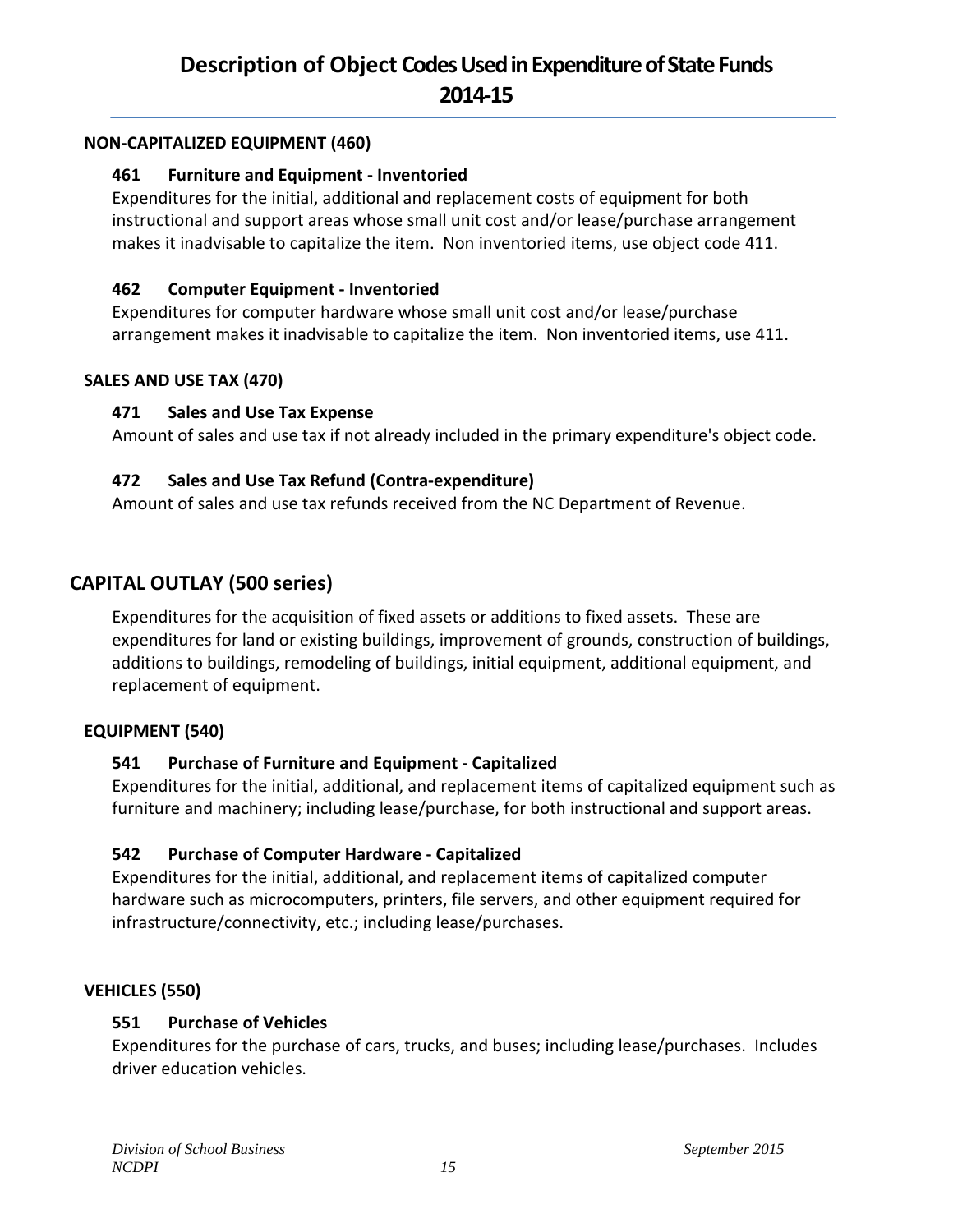# Description of Object Codes Used in Expenditure of State Funds 2014-15

### NON-CAPITALIZED EQUIPMENT (460)

**461 Furniture and Equipment - Inventoried**

Expenditures for the initial, additional and replacement costs of equipment for both instructional and support areas whose small unit cost and/or lease/purchase arrangement makes it inadvisable to capitalize the item. Non inventoried items, use object code 411.

**462 Computer Equipment - Inventoried**

Expenditures for computer hardware whose small unit cost and/or lease/purchase arrangement makes it inadvisable to capitalize the item. Non inventoried items, use 411.

### SALES AND USE TAX (470)

**471 Sales and Use Tax Expense**

Amount of sales and use tax if not already included in the primary expenditure's object code.

**472 Sales and Use Tax Refund (Contra-expenditure)**

Amount of sales and use tax refunds received from the NC Department of Revenue.

## CAPITAL OUTLAY (500 series)

Expenditures for the acquisition of fixed assets or additions to fixed assets. These are expenditures for land or existing buildings, improvement of grounds, construction of buildings, additions to buildings, remodeling of buildings, initial equipment, additional equipment, and replacement of equipment.

### EQUIPMENT (540)

**541 Purchase of Furniture and Equipment - Capitalized**

Expenditures for the initial, additional, and replacement items of capitalized equipment such as furniture and machinery; including lease/purchase, for both instructional and support areas.

**542 Purchase of Computer Hardware - Capitalized**

Expenditures for the initial, additional, and replacement items of capitalized computer hardware such as microcomputers, printers, file servers, and other equipment required for infrastructure/connectivity, etc.; including lease/purchases.

### VEHICLES (550)

**551 Purchase of Vehicles**

Expenditures for the purchase of cars, trucks, and buses; including lease/purchases. Includes driver education vehicles.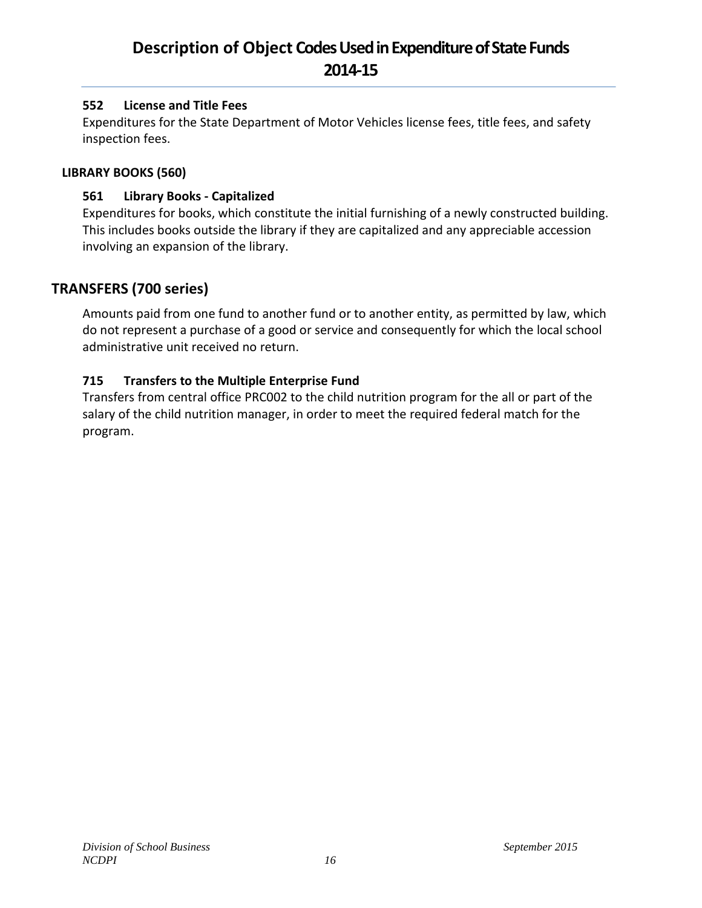### 552 License and Title Fees

Expenditures for the State Department of Motor Vehicles license fees, title fees, and safety inspection fees.

**LIBRARY BOOKS (560)**

### 561 Library Books - Capitalized

Expenditures for books, which constitute the initial furnishing of a newly constructed building. This includes books outside the library if they are capitalized and any appreciable accession involving an expansion of the library.

## TRANSFERS (700 series)

Amounts paid from one fund to another fund or to another entity, as permitted by law, which do not represent a purchase of a good or service and consequently for which the local school administrative unit received no return.

### 715 Transfers to the Multiple Enterprise Fund

Transfers from central office PRC002 to the child nutrition program for the all or part of the salary of the child nutrition manager, in order to meet the required federal match for the program.